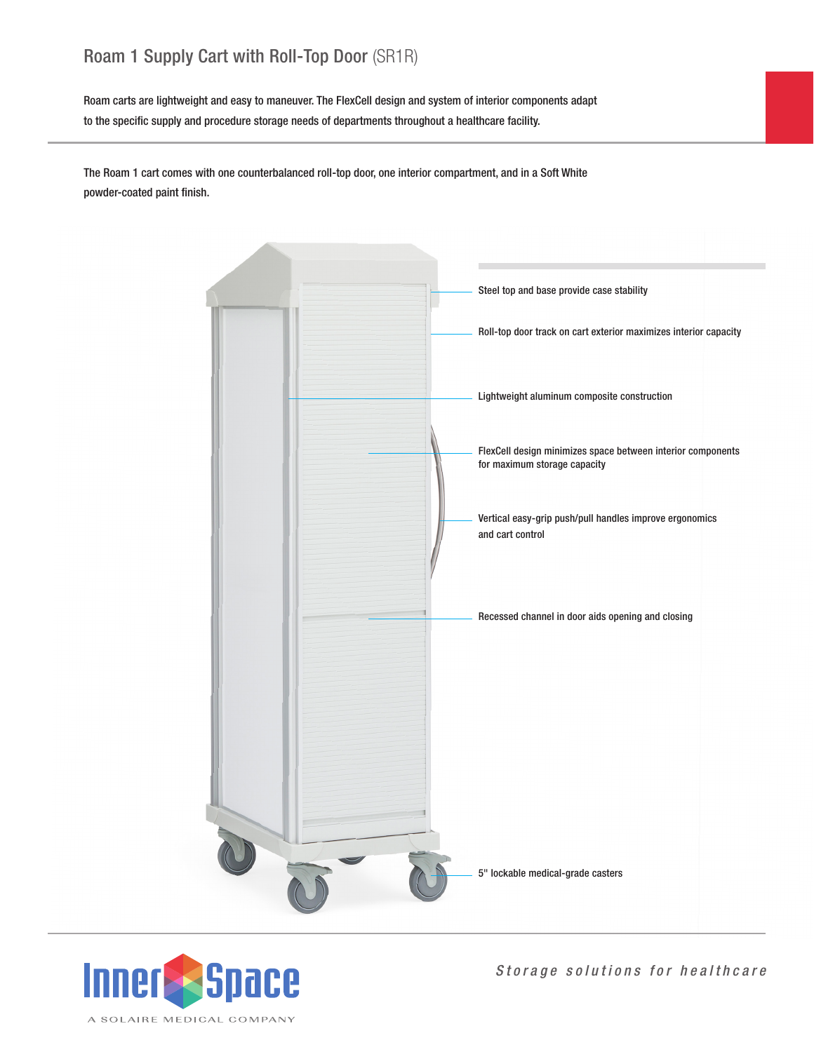# Roam 1 Supply Cart with Roll-Top Door (SR1R)

Roam carts are lightweight and easy to maneuver. The FlexCell design and system of interior components adapt to the specific supply and procedure storage needs of departments throughout a healthcare facility.

The Roam 1 cart comes with one counterbalanced roll-top door, one interior compartment, and in a Soft White powder-coated paint finish.

- Steel top and base provide case stability
- Roll-top door track on cart exterior maximizes interior capacity
- Lightweight aluminum composite construction
- FlexCell design minimizes space between interior components for maximum storage capacity
- Vertical easy-grip push/pull handles improve ergonomics and cart control
- Recessed channel in door aids opening and closing
- 5" lockable medical-grade casters

InnerSpace

A SOLAIRE MEDICAL COMPANY

*Storage solutions for healthcare*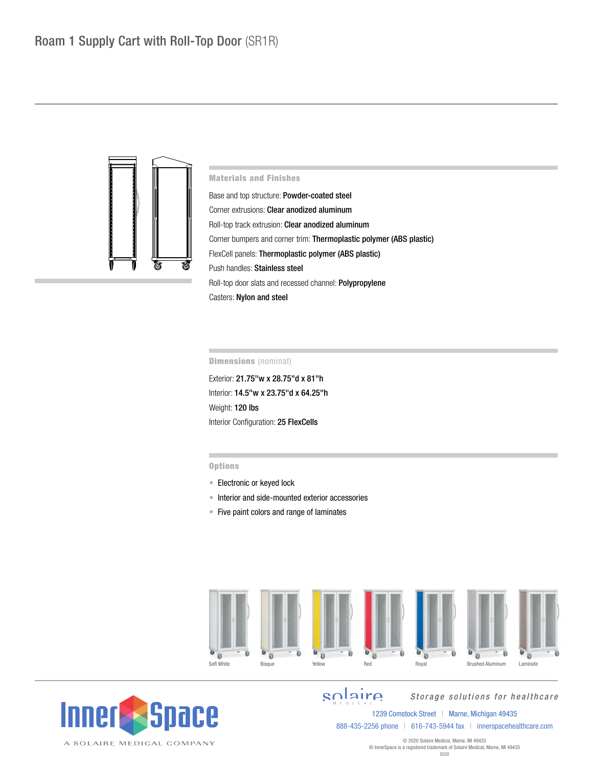# Roam 1 Supply Cart with Roll-Top Door (SR1R)

## Materials and Finishes

Base and top structure: **Powder-coated steel**

Corner extrusions: **Clear anodized aluminum**

Roll-top track extrusion: **Clear anodized aluminum**

Corner bumpers and corner trim: **Thermoplastic polymer (ABS plastic)**

FlexCell panels: **Thermoplastic polymer (ABS plastic)**

Push handles: **Stainless steel**

Roll-top door slats and recessed channel: **Polypropylene**

Casters: **Nylon and steel**

## Dimensions (nominal)

Exterior: **21.75"w x 28.75"d x 81"h**

Interior: **14.5"w x 23.75"d x 64.25"h**

Weight: **120 lbs**

Interior Configuration: **25 FlexCells**

## Options

- Electronic or keyed lock
- Interior and side-mounted exterior accessories
- Five paint colors and range of laminates

Soft White
Bisque
Yellow
Red
Royal
Brushed Aluminum
Laminate

InnerSpace

A SOLAIRE MEDICAL COMPANY

solaire MEDICAL

*Storage solutions for healthcare*

1239 Comstock Street | Marne, Michigan 49435

888-435-2256 phone | 616-743-5944 fax | innerspacehealthcare.com

© 2020 Solaire Medical, Marne, MI 49435
® InnerSpace is a registered trademark of Solaire Medical, Marne, MI 49435
0520